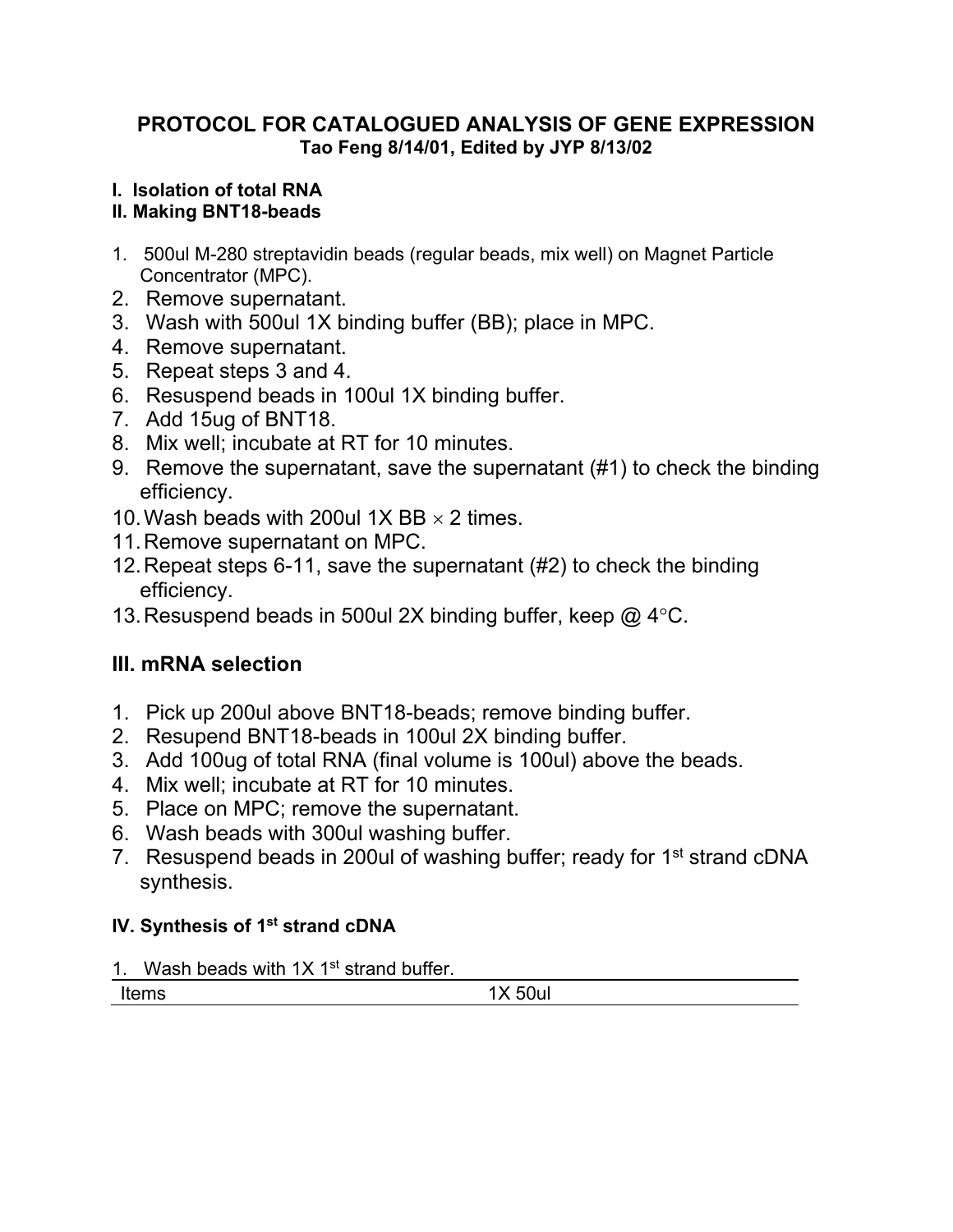# PROTOCOL FOR CATALOGUED ANALYSIS OF GENE EXPRESSION

**Tao Feng 8/14/01, Edited by JYP 8/13/02**

### I. Isolation of total RNA

### II. Making BNT18-beads

1. 500ul M-280 streptavidin beads (regular beads, mix well) on Magnet Particle Concentrator (MPC).
2. Remove supernatant.
3. Wash with 500ul 1X binding buffer (BB); place in MPC.
4. Remove supernatant.
5. Repeat steps 3 and 4.
6. Resuspend beads in 100ul 1X binding buffer.
7. Add 15ug of BNT18.
8. Mix well; incubate at RT for 10 minutes.
9. Remove the supernatant, save the supernatant (#1) to check the binding efficiency.
10. Wash beads with 200ul 1X BB $\times$ 2 times.
11. Remove supernatant on MPC.
12. Repeat steps 6-11, save the supernatant (#2) to check the binding efficiency.
13. Resuspend beads in 500ul 2X binding buffer, keep @ 4°C.

## III. mRNA selection

1. Pick up 200ul above BNT18-beads; remove binding buffer.
2. Resupend BNT18-beads in 100ul 2X binding buffer.
3. Add 100ug of total RNA (final volume is 100ul) above the beads.
4. Mix well; incubate at RT for 10 minutes.
5. Place on MPC; remove the supernatant.
6. Wash beads with 300ul washing buffer.
7. Resuspend beads in 200ul of washing buffer; ready for 1st strand cDNA synthesis.

### IV. Synthesis of 1st strand cDNA

1. Wash beads with 1X 1st strand buffer.

| Items | 1X 50ul |
|---|---|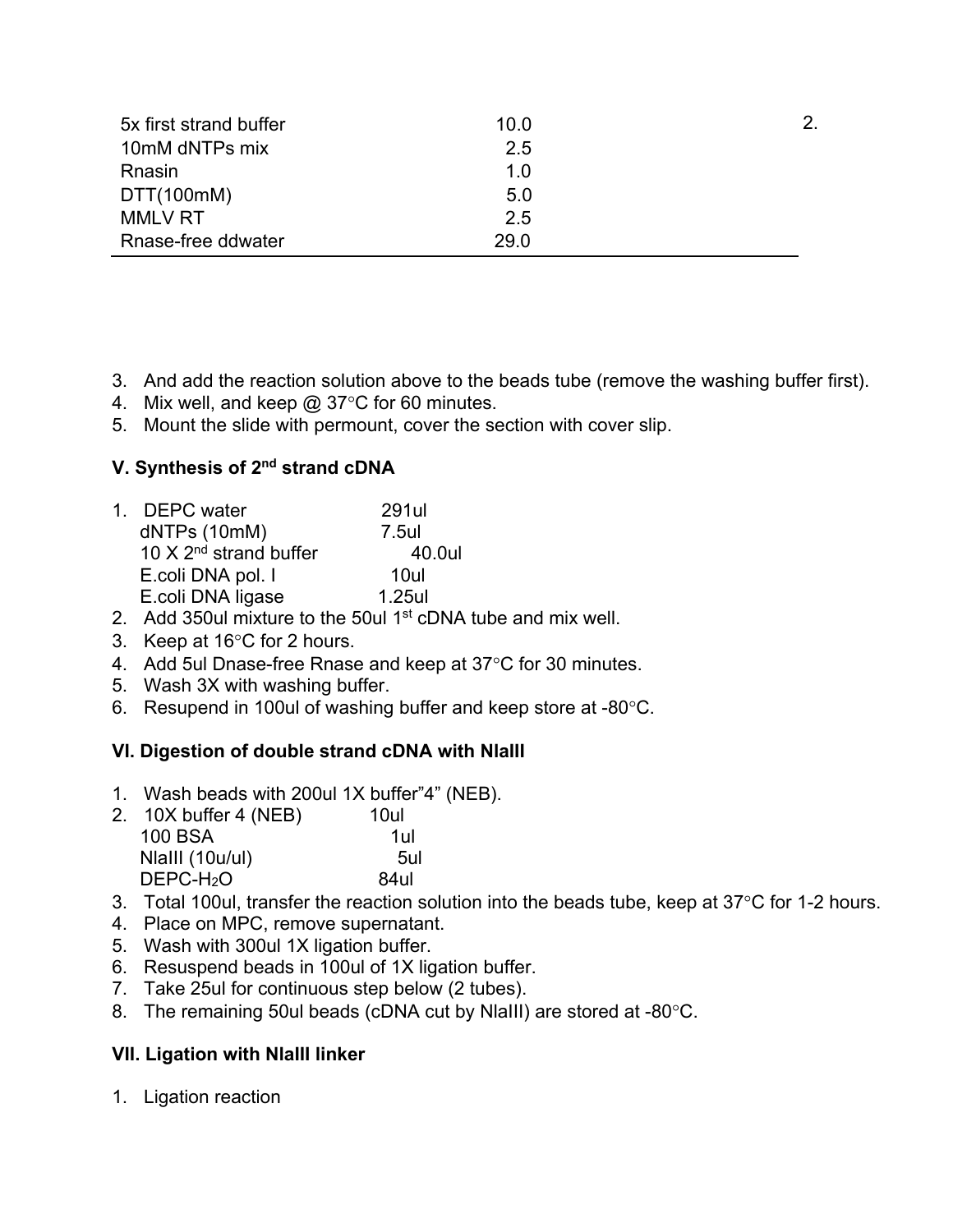| | | |
|---|---|---|
| 5x first strand buffer | 10.0 | 2. |
| 10mM dNTPs mix | 2.5 | |
| Rnasin | 1.0 | |
| DTT(100mM) | 5.0 | |
| MMLV RT | 2.5 | |
| Rnase-free ddwater | 29.0 | |

3. And add the reaction solution above to the beads tube (remove the washing buffer first).
4. Mix well, and keep @ 37°C for 60 minutes.
5. Mount the slide with permount, cover the section with cover slip.

### V. Synthesis of 2nd strand cDNA

1. DEPC water 291ul
   dNTPs (10mM) 7.5ul
   10 X 2nd strand buffer 40.0ul
   E.coli DNA pol. I 10ul
   E.coli DNA ligase 1.25ul
2. Add 350ul mixture to the 50ul 1st cDNA tube and mix well.
3. Keep at 16°C for 2 hours.
4. Add 5ul Dnase-free Rnase and keep at 37°C for 30 minutes.
5. Wash 3X with washing buffer.
6. Resupend in 100ul of washing buffer and keep store at -80°C.

### VI. Digestion of double strand cDNA with NlaIII

1. Wash beads with 200ul 1X buffer"4" (NEB).
2. 10X buffer 4 (NEB) 10ul
   100 BSA 1ul
   NlaIII (10u/ul) 5ul
   DEPC-$H_2O$ 84ul
3. Total 100ul, transfer the reaction solution into the beads tube, keep at 37°C for 1-2 hours.
4. Place on MPC, remove supernatant.
5. Wash with 300ul 1X ligation buffer.
6. Resuspend beads in 100ul of 1X ligation buffer.
7. Take 25ul for continuous step below (2 tubes).
8. The remaining 50ul beads (cDNA cut by NlaIII) are stored at -80°C.

### VII. Ligation with NlaIII linker

1. Ligation reaction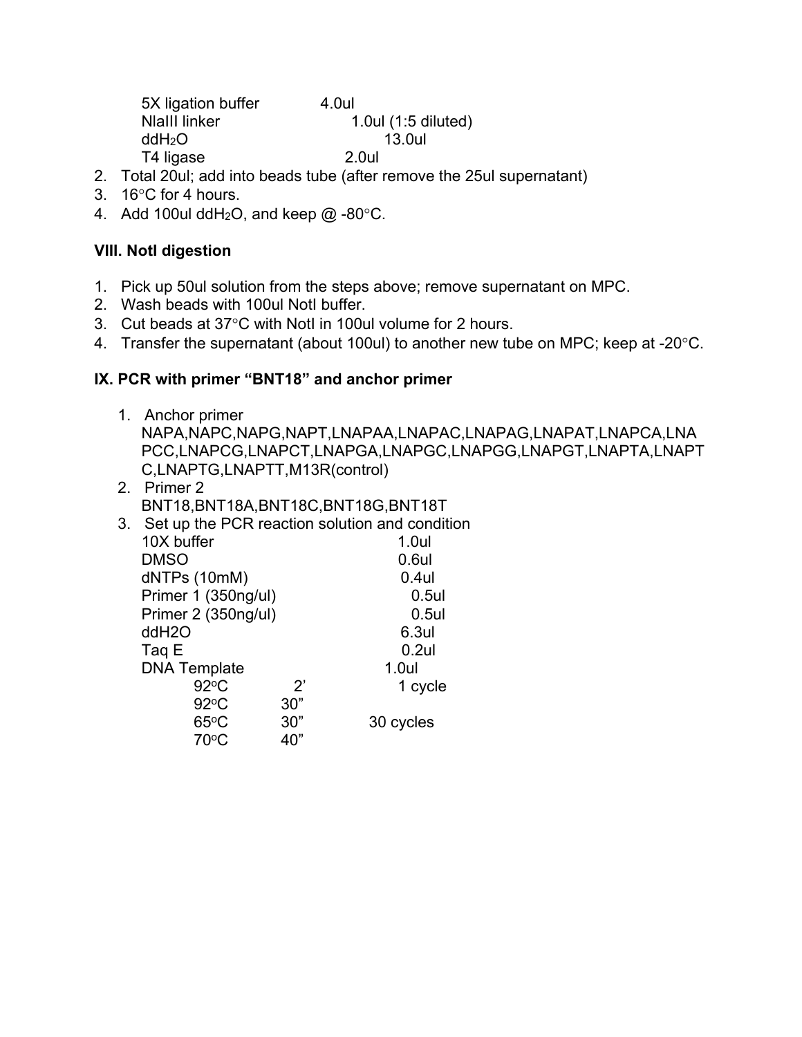5X ligation buffer 4.0ul
NlaIII linker 1.0ul (1:5 diluted)
$ddH_2O$ 13.0ul
T4 ligase 2.0ul

2. Total 20ul; add into beads tube (after remove the 25ul supernatant)
3. 16°C for 4 hours.
4. Add 100ul $ddH_2O$, and keep @ -80°C.

**VIII. NotI digestion**

1. Pick up 50ul solution from the steps above; remove supernatant on MPC.
2. Wash beads with 100ul NotI buffer.
3. Cut beads at 37°C with NotI in 100ul volume for 2 hours.
4. Transfer the supernatant (about 100ul) to another new tube on MPC; keep at -20°C.

**IX. PCR with primer "BNT18" and anchor primer**

1. Anchor primer
   NAPA,NAPC,NAPG,NAPT,LNAPAA,LNAPAC,LNAPAG,LNAPAT,LNAPCA,LNAPCC,LNAPCG,LNAPCT,LNAPGA,LNAPGC,LNAPGG,LNAPGT,LNAPTA,LNAPTC,LNAPTG,LNAPTT,M13R(control)
2. Primer 2
   BNT18,BNT18A,BNT18C,BNT18G,BNT18T
3. Set up the PCR reaction solution and condition

| | |
|---|---|
| 10X buffer | 1.0ul |
| DMSO | 0.6ul |
| dNTPs (10mM) | 0.4ul |
| Primer 1 (350ng/ul) | 0.5ul |
| Primer 2 (350ng/ul) | 0.5ul |
| ddH2O | 6.3ul |
| Taq E | 0.2ul |
| DNA Template | 1.0ul |

| | | |
|---|---|---|
| 92°C | 2' | 1 cycle |
| 92°C | 30" | |
| 65°C | 30" | 30 cycles |
| 70°C | 40" | |